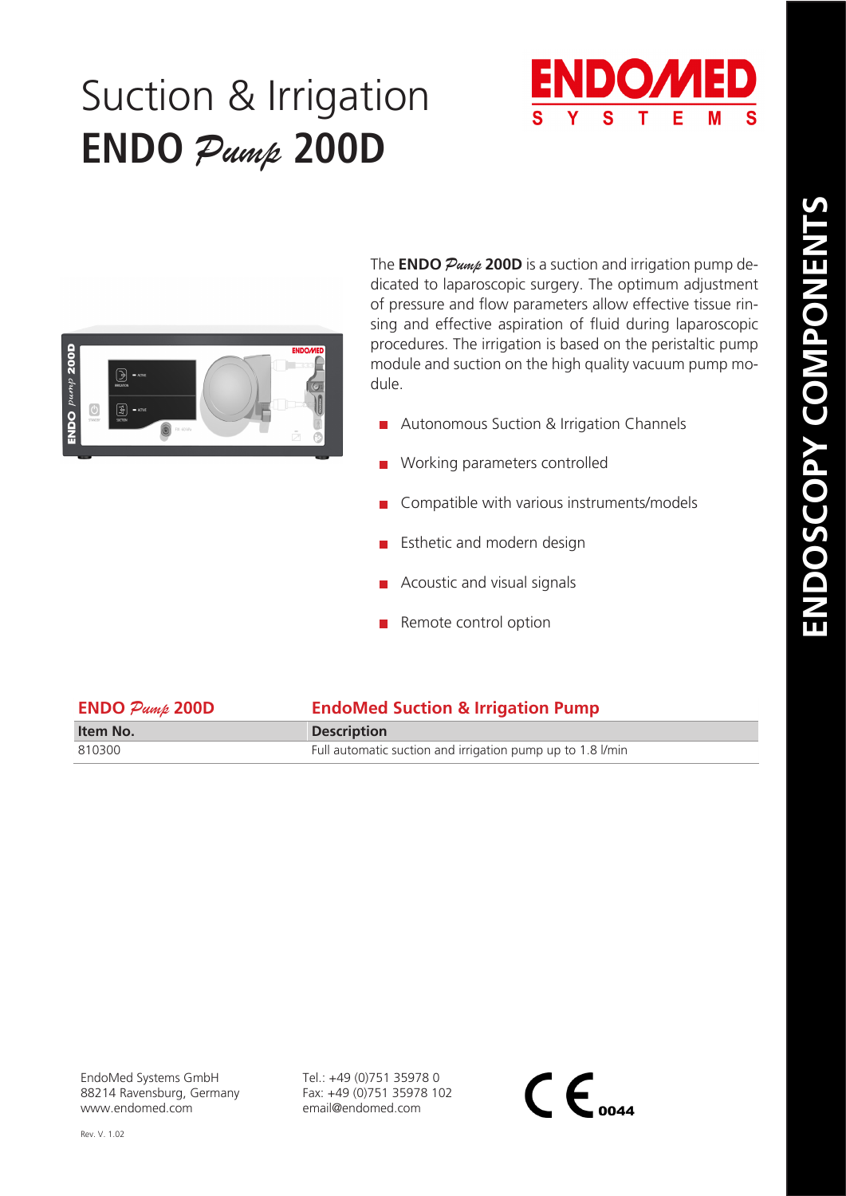# Suction & Irrigation
# ENDO *Pump* 200D

ENDOMED SYSTEMS

ENDOSCOPY COMPONENTS

The **ENDO *Pump* 200D** is a suction and irrigation pump dedicated to laparoscopic surgery. The optimum adjustment of pressure and flow parameters allow effective tissue rinsing and effective aspiration of fluid during laparoscopic procedures. The irrigation is based on the peristaltic pump module and suction on the high quality vacuum pump module.

- Autonomous Suction & Irrigation Channels
- Working parameters controlled
- Compatible with various instruments/models
- Esthetic and modern design
- Acoustic and visual signals
- Remote control option

| **ENDO *Pump* 200D** | **EndoMed Suction & Irrigation Pump** |
|---|---|
| **Item No.** | **Description** |
| 810300 | Full automatic suction and irrigation pump up to 1.8 l/min |

EndoMed Systems GmbH
88214 Ravensburg, Germany
www.endomed.com

Tel.: +49 (0)751 35978 0
Fax: +49 (0)751 35978 102
email@endomed.com

CE 0044

Rev. V. 1.02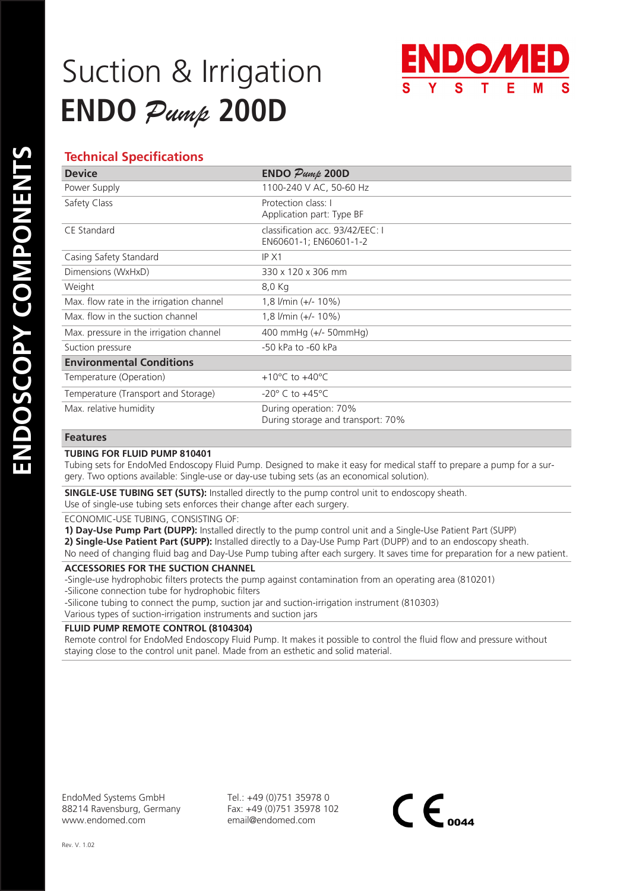# Suction & Irrigation
# ENDO *Pump* 200D

ENDOMED SYSTEMS

ENDOSCOPY COMPONENTS

## Technical Specifications

| Device | ENDO *Pump* 200D |
|---|---|
| Power Supply | 1100-240 V AC, 50-60 Hz |
| Safety Class | Protection class: I<br>Application part: Type BF |
| CE Standard | classification acc. 93/42/EEC: I<br>EN60601-1; EN60601-1-2 |
| Casing Safety Standard | IP X1 |
| Dimensions (WxHxD) | 330 x 120 x 306 mm |
| Weight | 8,0 Kg |
| Max. flow rate in the irrigation channel | 1,8 l/min (+/- 10%) |
| Max. flow in the suction channel | 1,8 l/min (+/- 10%) |
| Max. pressure in the irrigation channel | 400 mmHg (+/- 50mmHg) |
| Suction pressure | -50 kPa to -60 kPa |
| **Environmental Conditions** | |
| Temperature (Operation) | +10°C to +40°C |
| Temperature (Transport and Storage) | -20° C to +45°C |
| Max. relative humidity | During operation: 70%<br>During storage and transport: 70% |

### Features

**TUBING FOR FLUID PUMP 810401**
Tubing sets for EndoMed Endoscopy Fluid Pump. Designed to make it easy for medical staff to prepare a pump for a surgery. Two options available: Single-use or day-use tubing sets (as an economical solution).

**SINGLE-USE TUBING SET (SUTS):** Installed directly to the pump control unit to endoscopy sheath.
Use of single-use tubing sets enforces their change after each surgery.

ECONOMIC-USE TUBING, CONSISTING OF:
**1) Day-Use Pump Part (DUPP):** Installed directly to the pump control unit and a Single-Use Patient Part (SUPP)
**2) Single-Use Patient Part (SUPP):** Installed directly to a Day-Use Pump Part (DUPP) and to an endoscopy sheath.
No need of changing fluid bag and Day-Use Pump tubing after each surgery. It saves time for preparation for a new patient.

**ACCESSORIES FOR THE SUCTION CHANNEL**
-Single-use hydrophobic filters protects the pump against contamination from an operating area (810201)
-Silicone connection tube for hydrophobic filters
-Silicone tubing to connect the pump, suction jar and suction-irrigation instrument (810303)
Various types of suction-irrigation instruments and suction jars

**FLUID PUMP REMOTE CONTROL (8104304)**
Remote control for EndoMed Endoscopy Fluid Pump. It makes it possible to control the fluid flow and pressure without staying close to the control unit panel. Made from an esthetic and solid material.

EndoMed Systems GmbH
88214 Ravensburg, Germany
www.endomed.com

Tel.: +49 (0)751 35978 0
Fax: +49 (0)751 35978 102
email@endomed.com

CE 0044

Rev. V. 1.02